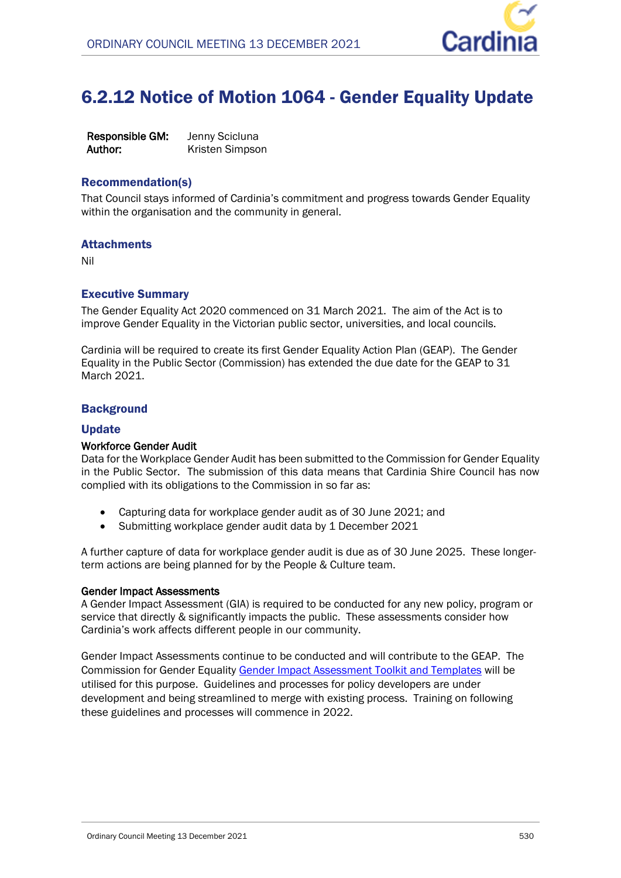# 6.2.12 Notice of Motion 1064 - Gender Equality Update

**Responsible GM:** Jenny Scicluna
**Author:** Kristen Simpson

## Recommendation(s)

That Council stays informed of Cardinia's commitment and progress towards Gender Equality within the organisation and the community in general.

## Attachments

Nil

## Executive Summary

The Gender Equality Act 2020 commenced on 31 March 2021. The aim of the Act is to improve Gender Equality in the Victorian public sector, universities, and local councils.

Cardinia will be required to create its first Gender Equality Action Plan (GEAP). The Gender Equality in the Public Sector (Commission) has extended the due date for the GEAP to 31 March 2021.

## Background

## Update

**Workforce Gender Audit**

Data for the Workplace Gender Audit has been submitted to the Commission for Gender Equality in the Public Sector. The submission of this data means that Cardinia Shire Council has now complied with its obligations to the Commission in so far as:

- Capturing data for workplace gender audit as of 30 June 2021; and
- Submitting workplace gender audit data by 1 December 2021

A further capture of data for workplace gender audit is due as of 30 June 2025. These longer-term actions are being planned for by the People & Culture team.

**Gender Impact Assessments**

A Gender Impact Assessment (GIA) is required to be conducted for any new policy, program or service that directly & significantly impacts the public. These assessments consider how Cardinia's work affects different people in our community.

Gender Impact Assessments continue to be conducted and will contribute to the GEAP. The Commission for Gender Equality Gender Impact Assessment Toolkit and Templates will be utilised for this purpose. Guidelines and processes for policy developers are under development and being streamlined to merge with existing process. Training on following these guidelines and processes will commence in 2022.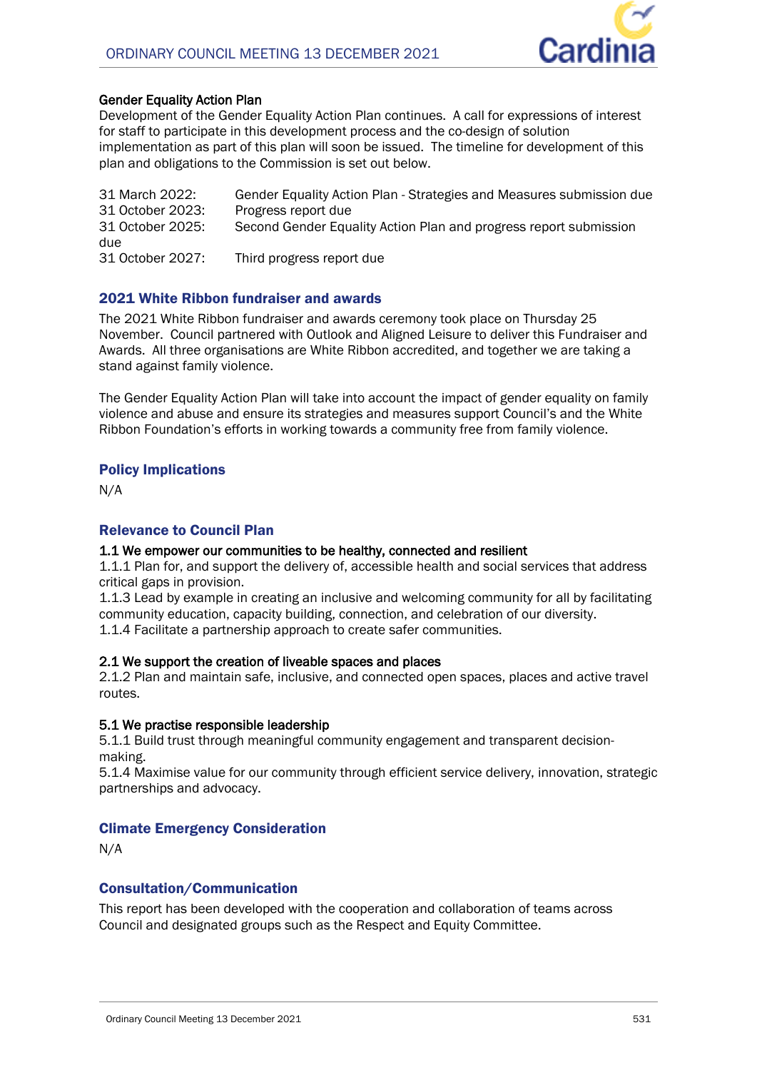**Gender Equality Action Plan**
Development of the Gender Equality Action Plan continues. A call for expressions of interest for staff to participate in this development process and the co-design of solution implementation as part of this plan will soon be issued. The timeline for development of this plan and obligations to the Commission is set out below.

31 March 2022: Gender Equality Action Plan - Strategies and Measures submission due
31 October 2023: Progress report due
31 October 2025: Second Gender Equality Action Plan and progress report submission due
31 October 2027: Third progress report due

## 2021 White Ribbon fundraiser and awards

The 2021 White Ribbon fundraiser and awards ceremony took place on Thursday 25 November. Council partnered with Outlook and Aligned Leisure to deliver this Fundraiser and Awards. All three organisations are White Ribbon accredited, and together we are taking a stand against family violence.

The Gender Equality Action Plan will take into account the impact of gender equality on family violence and abuse and ensure its strategies and measures support Council's and the White Ribbon Foundation's efforts in working towards a community free from family violence.

## Policy Implications

N/A

## Relevance to Council Plan

**1.1 We empower our communities to be healthy, connected and resilient**
1.1.1 Plan for, and support the delivery of, accessible health and social services that address critical gaps in provision.
1.1.3 Lead by example in creating an inclusive and welcoming community for all by facilitating community education, capacity building, connection, and celebration of our diversity.
1.1.4 Facilitate a partnership approach to create safer communities.

**2.1 We support the creation of liveable spaces and places**
2.1.2 Plan and maintain safe, inclusive, and connected open spaces, places and active travel routes.

**5.1 We practise responsible leadership**
5.1.1 Build trust through meaningful community engagement and transparent decision-making.
5.1.4 Maximise value for our community through efficient service delivery, innovation, strategic partnerships and advocacy.

## Climate Emergency Consideration

N/A

## Consultation/Communication

This report has been developed with the cooperation and collaboration of teams across Council and designated groups such as the Respect and Equity Committee.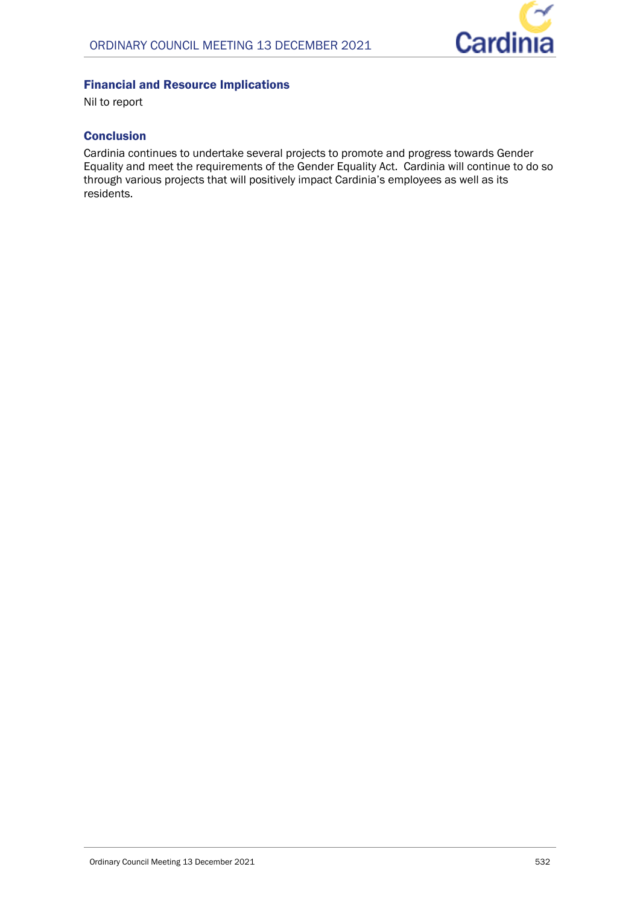### Financial and Resource Implications

Nil to report

### Conclusion

Cardinia continues to undertake several projects to promote and progress towards Gender Equality and meet the requirements of the Gender Equality Act. Cardinia will continue to do so through various projects that will positively impact Cardinia's employees as well as its residents.